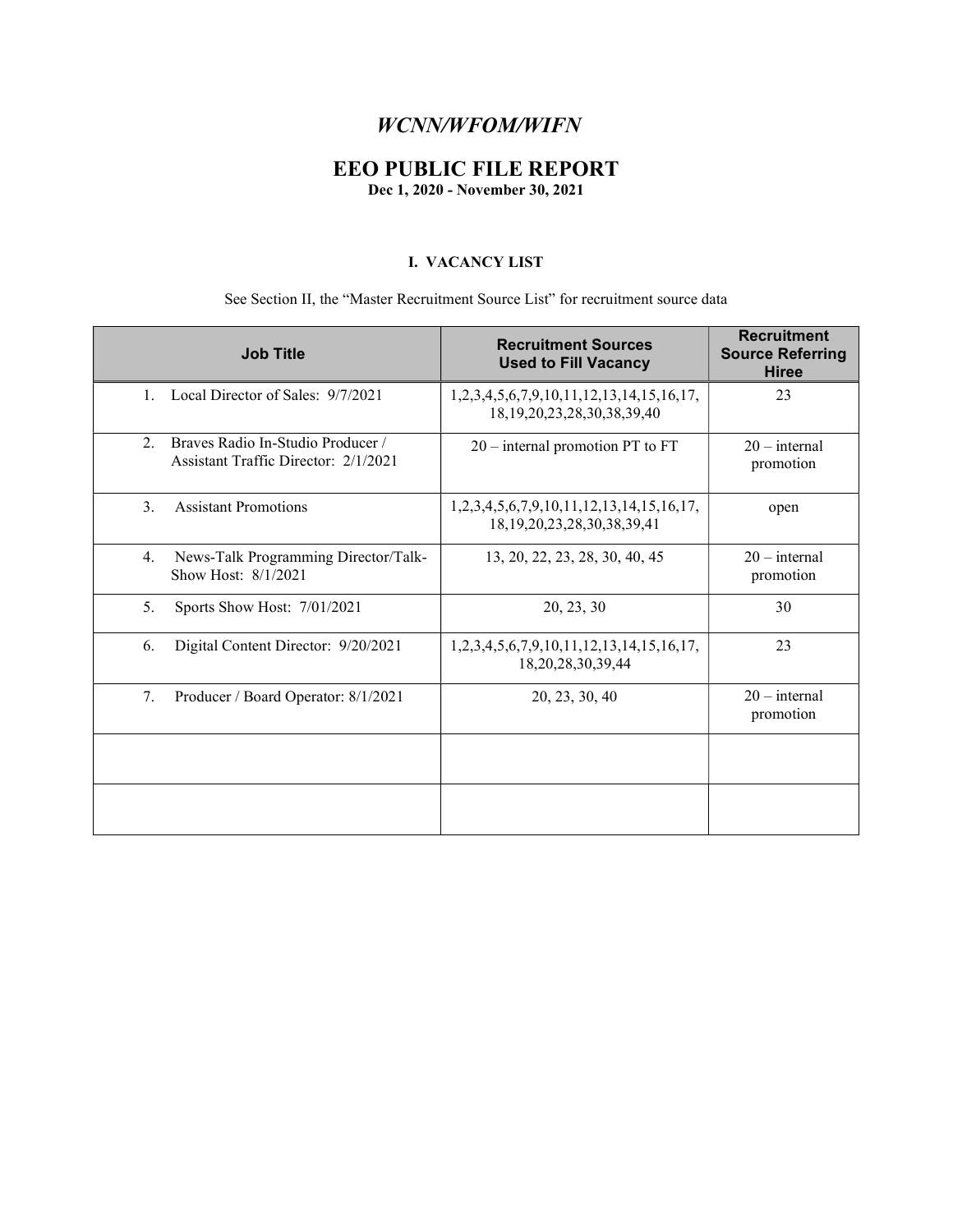# *WCNN/WFOM/WIFN*

## EEO PUBLIC FILE REPORT

**Dec 1, 2020 - November 30, 2021**

### I. VACANCY LIST

See Section II, the "Master Recruitment Source List" for recruitment source data

| Job Title | Recruitment Sources Used to Fill Vacancy | Recruitment Source Referring Hiree |
|---|---|---|
| 1. Local Director of Sales: 9/7/2021 | 1,2,3,4,5,6,7,9,10,11,12,13,14,15,16,17, 18,19,20,23,28,30,38,39,40 | 23 |
| 2. Braves Radio In-Studio Producer / Assistant Traffic Director: 2/1/2021 | 20 – internal promotion PT to FT | 20 – internal promotion |
| 3. Assistant Promotions | 1,2,3,4,5,6,7,9,10,11,12,13,14,15,16,17, 18,19,20,23,28,30,38,39,41 | open |
| 4. News-Talk Programming Director/Talk-Show Host: 8/1/2021 | 13, 20, 22, 23, 28, 30, 40, 45 | 20 – internal promotion |
| 5. Sports Show Host: 7/01/2021 | 20, 23, 30 | 30 |
| 6. Digital Content Director: 9/20/2021 | 1,2,3,4,5,6,7,9,10,11,12,13,14,15,16,17, 18,20,28,30,39,44 | 23 |
| 7. Producer / Board Operator: 8/1/2021 | 20, 23, 30, 40 | 20 – internal promotion |
| | | |
| | | |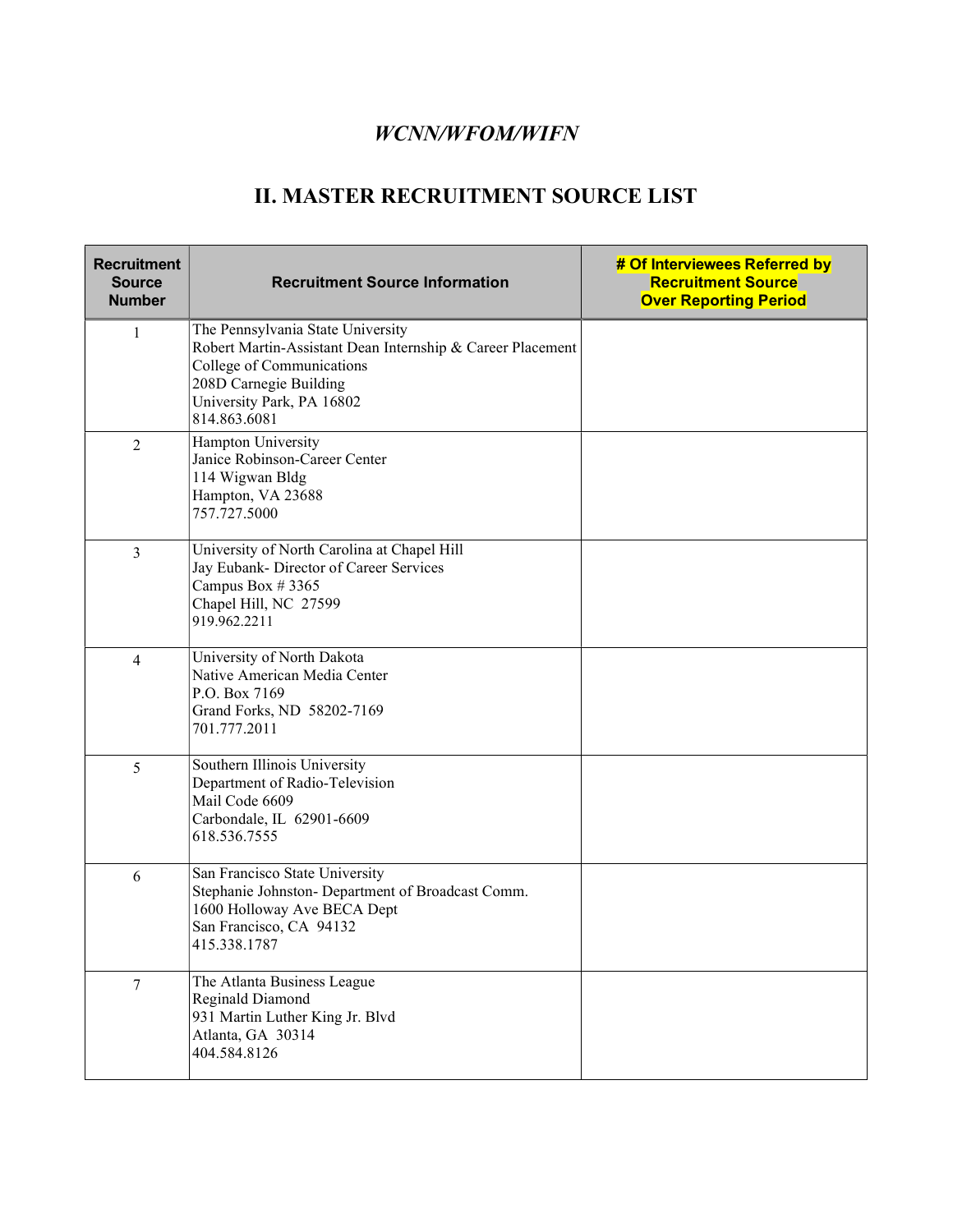*WCNN/WFOM/WIFN*

## II. MASTER RECRUITMENT SOURCE LIST

| Recruitment Source Number | Recruitment Source Information | # Of Interviewees Referred by Recruitment Source Over Reporting Period |
|---|---|---|
| 1 | The Pennsylvania State University<br>Robert Martin-Assistant Dean Internship & Career Placement<br>College of Communications<br>208D Carnegie Building<br>University Park, PA 16802<br>814.863.6081 | |
| 2 | Hampton University<br>Janice Robinson-Career Center<br>114 Wigwan Bldg<br>Hampton, VA 23688<br>757.727.5000 | |
| 3 | University of North Carolina at Chapel Hill<br>Jay Eubank- Director of Career Services<br>Campus Box # 3365<br>Chapel Hill, NC 27599<br>919.962.2211 | |
| 4 | University of North Dakota<br>Native American Media Center<br>P.O. Box 7169<br>Grand Forks, ND 58202-7169<br>701.777.2011 | |
| 5 | Southern Illinois University<br>Department of Radio-Television<br>Mail Code 6609<br>Carbondale, IL 62901-6609<br>618.536.7555 | |
| 6 | San Francisco State University<br>Stephanie Johnston- Department of Broadcast Comm.<br>1600 Holloway Ave BECA Dept<br>San Francisco, CA 94132<br>415.338.1787 | |
| 7 | The Atlanta Business League<br>Reginald Diamond<br>931 Martin Luther King Jr. Blvd<br>Atlanta, GA 30314<br>404.584.8126 | |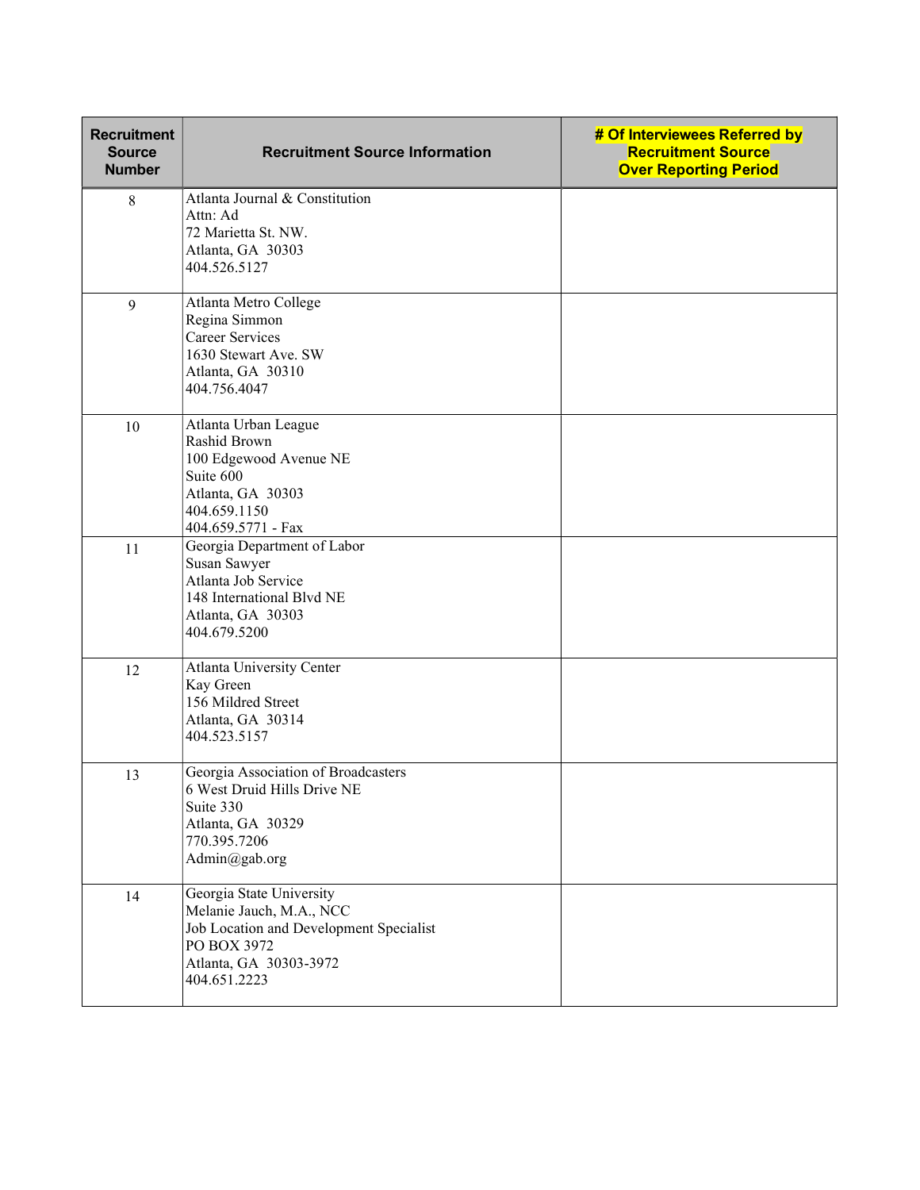| Recruitment Source Number | Recruitment Source Information | # Of Interviewees Referred by Recruitment Source Over Reporting Period |
|---|---|---|
| 8 | Atlanta Journal & Constitution<br>Attn: Ad<br>72 Marietta St. NW.<br>Atlanta, GA 30303<br>404.526.5127 | |
| 9 | Atlanta Metro College<br>Regina Simmon<br>Career Services<br>1630 Stewart Ave. SW<br>Atlanta, GA 30310<br>404.756.4047 | |
| 10 | Atlanta Urban League<br>Rashid Brown<br>100 Edgewood Avenue NE<br>Suite 600<br>Atlanta, GA 30303<br>404.659.1150<br>404.659.5771 - Fax | |
| 11 | Georgia Department of Labor<br>Susan Sawyer<br>Atlanta Job Service<br>148 International Blvd NE<br>Atlanta, GA 30303<br>404.679.5200 | |
| 12 | Atlanta University Center<br>Kay Green<br>156 Mildred Street<br>Atlanta, GA 30314<br>404.523.5157 | |
| 13 | Georgia Association of Broadcasters<br>6 West Druid Hills Drive NE<br>Suite 330<br>Atlanta, GA 30329<br>770.395.7206<br>Admin@gab.org | |
| 14 | Georgia State University<br>Melanie Jauch, M.A., NCC<br>Job Location and Development Specialist<br>PO BOX 3972<br>Atlanta, GA 30303-3972<br>404.651.2223 | |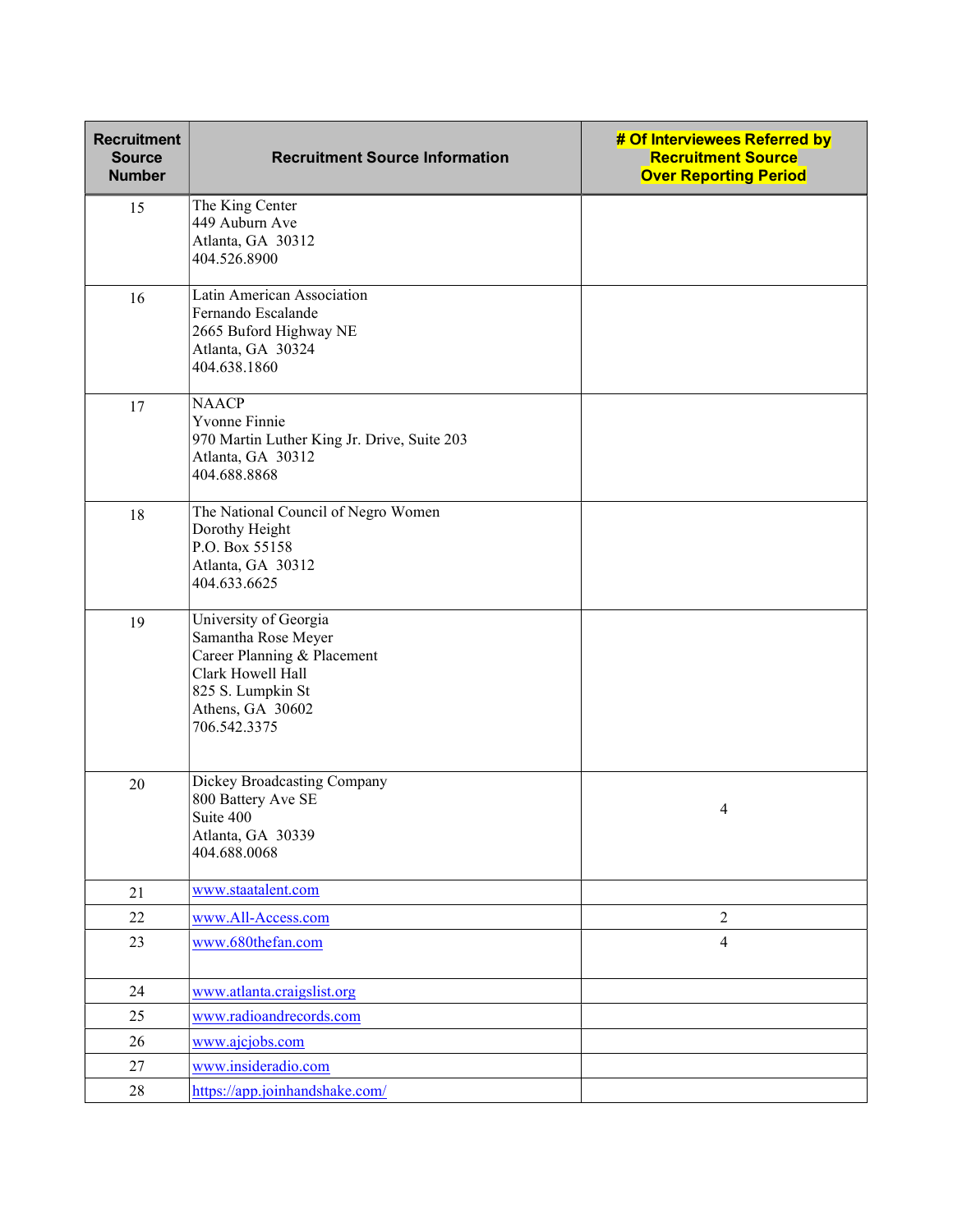| Recruitment Source Number | Recruitment Source Information | # Of Interviewees Referred by Recruitment Source Over Reporting Period |
|---|---|---|
| 15 | The King Center<br>449 Auburn Ave<br>Atlanta, GA 30312<br>404.526.8900 | |
| 16 | Latin American Association<br>Fernando Escalande<br>2665 Buford Highway NE<br>Atlanta, GA 30324<br>404.638.1860 | |
| 17 | NAACP<br>Yvonne Finnie<br>970 Martin Luther King Jr. Drive, Suite 203<br>Atlanta, GA 30312<br>404.688.8868 | |
| 18 | The National Council of Negro Women<br>Dorothy Height<br>P.O. Box 55158<br>Atlanta, GA 30312<br>404.633.6625 | |
| 19 | University of Georgia<br>Samantha Rose Meyer<br>Career Planning & Placement<br>Clark Howell Hall<br>825 S. Lumpkin St<br>Athens, GA 30602<br>706.542.3375 | |
| 20 | Dickey Broadcasting Company<br>800 Battery Ave SE<br>Suite 400<br>Atlanta, GA 30339<br>404.688.0068 | 4 |
| 21 | www.staatalent.com | |
| 22 | www.All-Access.com | 2 |
| 23 | www.680thefan.com | 4 |
| 24 | www.atlanta.craigslist.org | |
| 25 | www.radioandrecords.com | |
| 26 | www.ajcjobs.com | |
| 27 | www.insideradio.com | |
| 28 | https://app.joinhandshake.com/ | |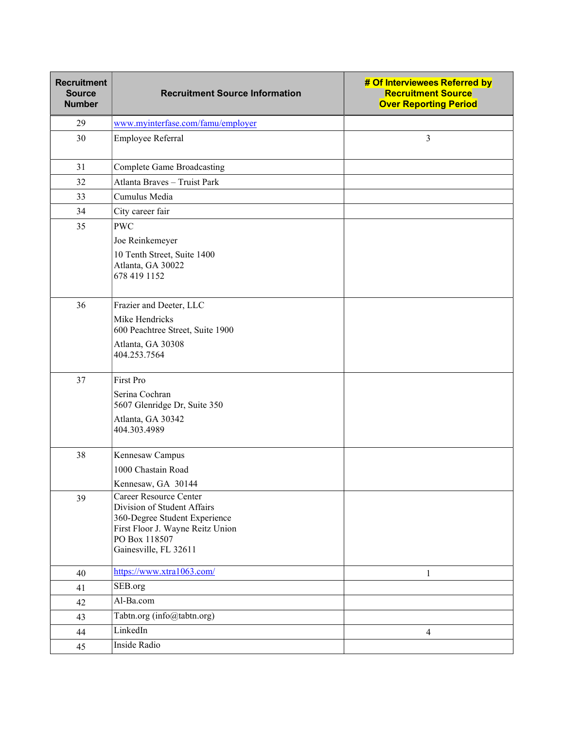| Recruitment Source Number | Recruitment Source Information | # Of Interviewees Referred by Recruitment Source Over Reporting Period |
|---|---|---|
| 29 | www.myinterfase.com/famu/employer | |
| 30 | Employee Referral | 3 |
| 31 | Complete Game Broadcasting | |
| 32 | Atlanta Braves – Truist Park | |
| 33 | Cumulus Media | |
| 34 | City career fair | |
| 35 | PWC<br>Joe Reinkemeyer<br>10 Tenth Street, Suite 1400<br>Atlanta, GA 30022<br>678 419 1152 | |
| 36 | Frazier and Deeter, LLC<br>Mike Hendricks<br>600 Peachtree Street, Suite 1900<br>Atlanta, GA 30308<br>404.253.7564 | |
| 37 | First Pro<br>Serina Cochran<br>5607 Glenridge Dr, Suite 350<br>Atlanta, GA 30342<br>404.303.4989 | |
| 38 | Kennesaw Campus<br>1000 Chastain Road<br>Kennesaw, GA 30144 | |
| 39 | Career Resource Center<br>Division of Student Affairs<br>360-Degree Student Experience<br>First Floor J. Wayne Reitz Union<br>PO Box 118507<br>Gainesville, FL 32611 | |
| 40 | https://www.xtra1063.com/ | 1 |
| 41 | SEB.org | |
| 42 | Al-Ba.com | |
| 43 | Tabtn.org (info@tabtn.org) | |
| 44 | LinkedIn | 4 |
| 45 | Inside Radio | |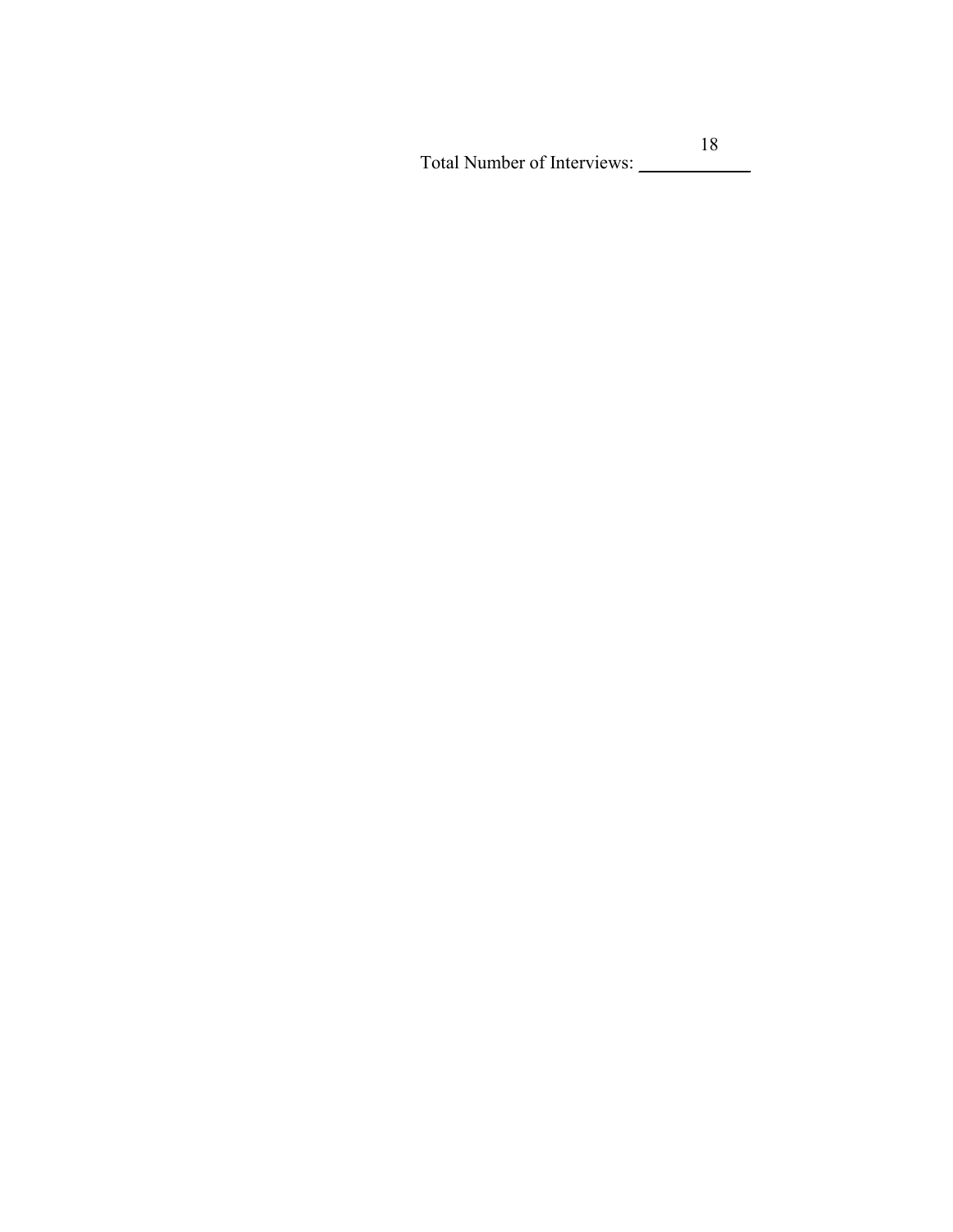Total Number of Interviews: 18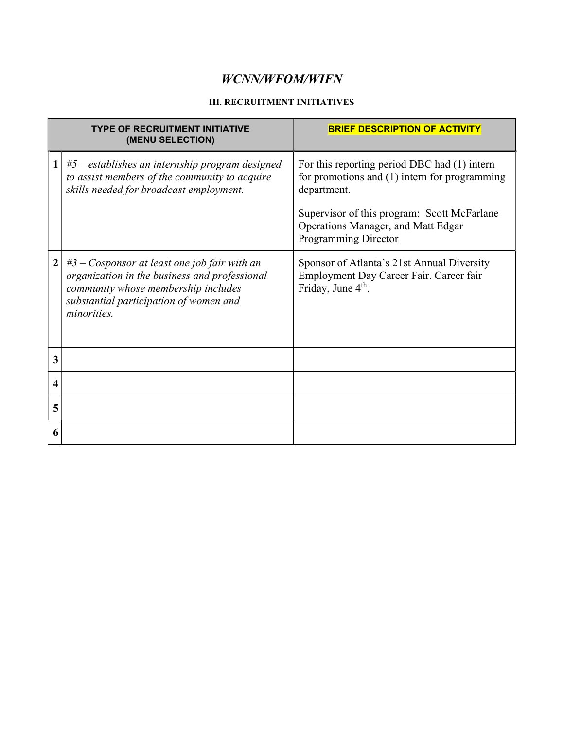## *WCNN/WFOM/WIFN*

### III. RECRUITMENT INITIATIVES

| | TYPE OF RECRUITMENT INITIATIVE (MENU SELECTION) | BRIEF DESCRIPTION OF ACTIVITY |
|---|---|---|
| 1 | *#5 – establishes an internship program designed to assist members of the community to acquire skills needed for broadcast employment.* | For this reporting period DBC had (1) intern for promotions and (1) intern for programming department.<br><br>Supervisor of this program: Scott McFarlane Operations Manager, and Matt Edgar Programming Director |
| 2 | *#3 – Cosponsor at least one job fair with an organization in the business and professional community whose membership includes substantial participation of women and minorities.* | Sponsor of Atlanta's 21st Annual Diversity Employment Day Career Fair. Career fair Friday, June 4th. |
| 3 | | |
| 4 | | |
| 5 | | |
| 6 | | |